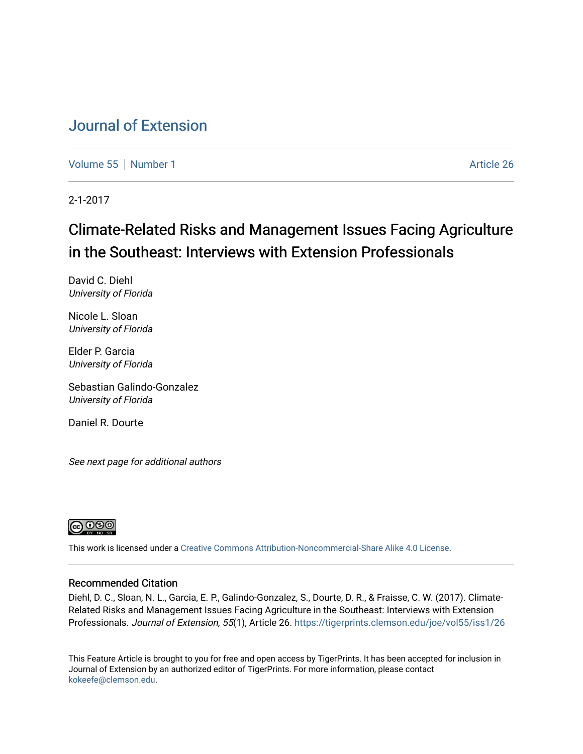# Journal of Extension

Volume 55 | Number 1 | Article 26

2-1-2017

## Climate-Related Risks and Management Issues Facing Agriculture in the Southeast: Interviews with Extension Professionals

David C. Diehl
*University of Florida*

Nicole L. Sloan
*University of Florida*

Elder P. Garcia
*University of Florida*

Sebastian Galindo-Gonzalez
*University of Florida*

Daniel R. Dourte

*See next page for additional authors*

This work is licensed under a Creative Commons Attribution-Noncommercial-Share Alike 4.0 License.

### Recommended Citation

Diehl, D. C., Sloan, N. L., Garcia, E. P., Galindo-Gonzalez, S., Dourte, D. R., & Fraisse, C. W. (2017). Climate-Related Risks and Management Issues Facing Agriculture in the Southeast: Interviews with Extension Professionals. *Journal of Extension, 55*(1), Article 26. https://tigerprints.clemson.edu/joe/vol55/iss1/26

This Feature Article is brought to you for free and open access by TigerPrints. It has been accepted for inclusion in Journal of Extension by an authorized editor of TigerPrints. For more information, please contact kokeefe@clemson.edu.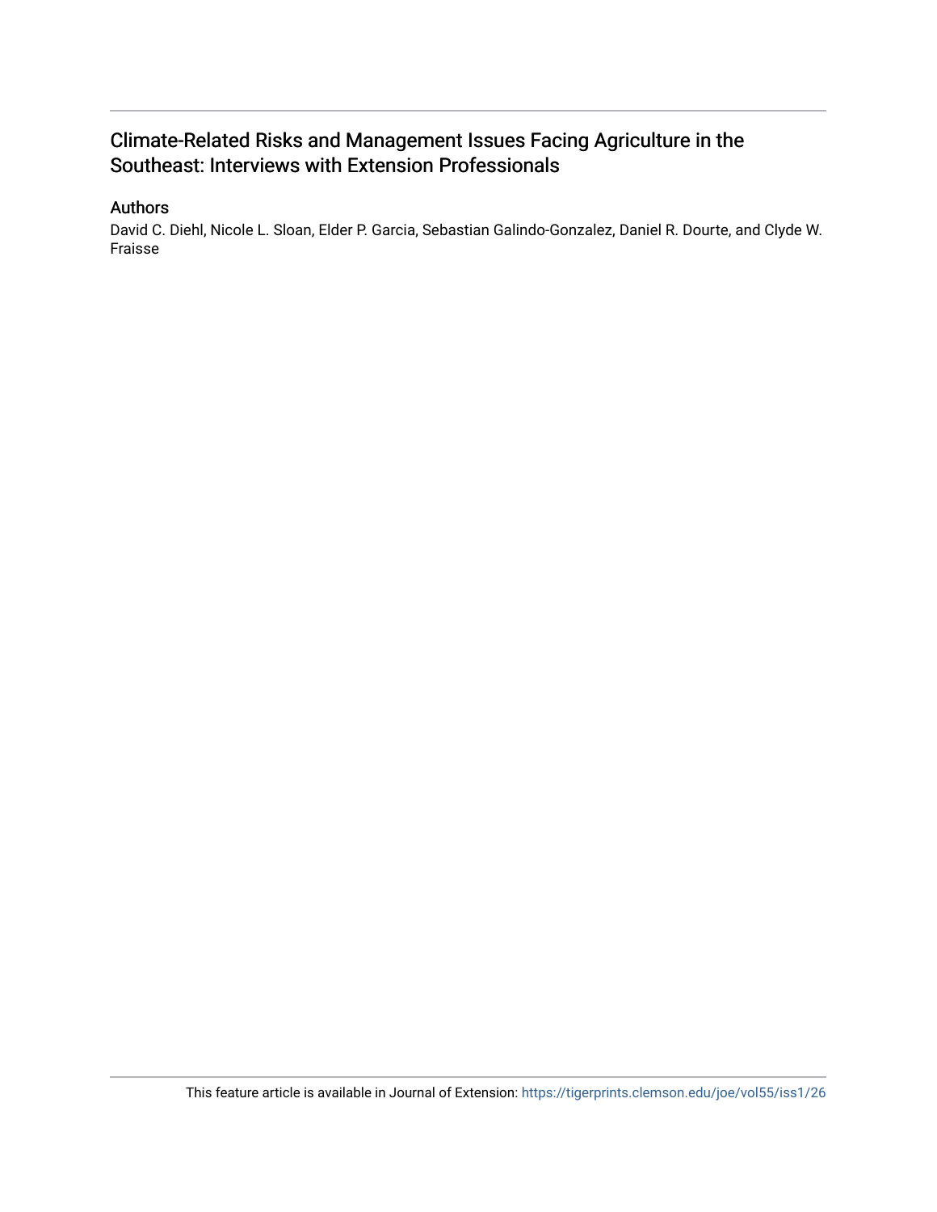# Climate-Related Risks and Management Issues Facing Agriculture in the Southeast: Interviews with Extension Professionals

## Authors

David C. Diehl, Nicole L. Sloan, Elder P. Garcia, Sebastian Galindo-Gonzalez, Daniel R. Dourte, and Clyde W. Fraisse

This feature article is available in Journal of Extension: https://tigerprints.clemson.edu/joe/vol55/iss1/26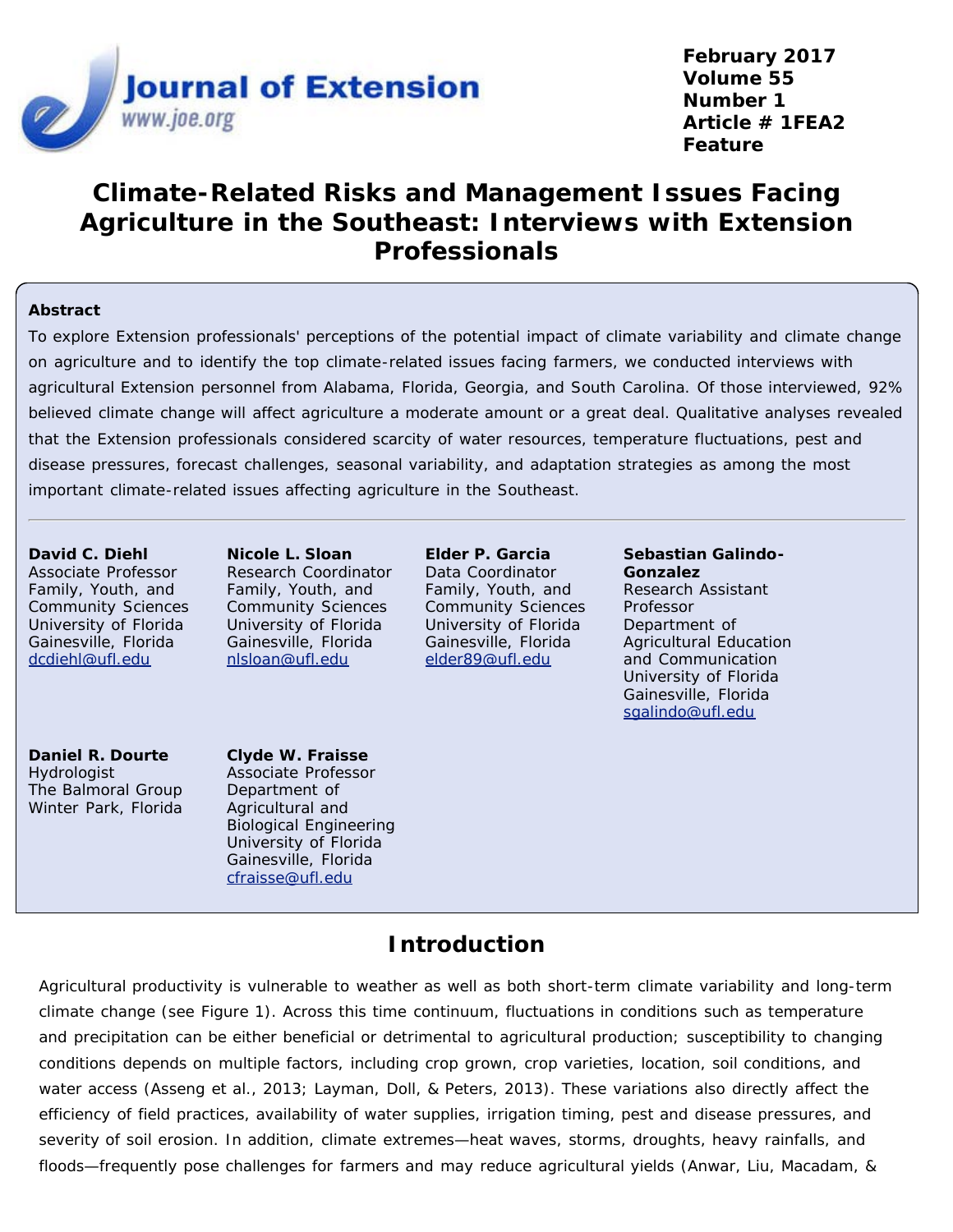# Climate-Related Risks and Management Issues Facing Agriculture in the Southeast: Interviews with Extension Professionals

**Abstract**

To explore Extension professionals' perceptions of the potential impact of climate variability and climate change on agriculture and to identify the top climate-related issues facing farmers, we conducted interviews with agricultural Extension personnel from Alabama, Florida, Georgia, and South Carolina. Of those interviewed, 92% believed climate change will affect agriculture a moderate amount or a great deal. Qualitative analyses revealed that the Extension professionals considered scarcity of water resources, temperature fluctuations, pest and disease pressures, forecast challenges, seasonal variability, and adaptation strategies as among the most important climate-related issues affecting agriculture in the Southeast.

---

**David C. Diehl**
Associate Professor
Family, Youth, and Community Sciences
University of Florida
Gainesville, Florida
dcdiehl@ufl.edu

**Nicole L. Sloan**
Research Coordinator
Family, Youth, and Community Sciences
University of Florida
Gainesville, Florida
nlsloan@ufl.edu

**Elder P. Garcia**
Data Coordinator
Family, Youth, and Community Sciences
University of Florida
Gainesville, Florida
elder89@ufl.edu

**Sebastian Galindo-Gonzalez**
Research Assistant Professor
Department of Agricultural Education and Communication
University of Florida
Gainesville, Florida
sgalindo@ufl.edu

**Daniel R. Dourte**
Hydrologist
The Balmoral Group
Winter Park, Florida

**Clyde W. Fraisse**
Associate Professor
Department of Agricultural and Biological Engineering
University of Florida
Gainesville, Florida
cfraisse@ufl.edu

## Introduction

Agricultural productivity is vulnerable to weather as well as both short-term climate variability and long-term climate change (see Figure 1). Across this time continuum, fluctuations in conditions such as temperature and precipitation can be either beneficial or detrimental to agricultural production; susceptibility to changing conditions depends on multiple factors, including crop grown, crop varieties, location, soil conditions, and water access (Asseng et al., 2013; Layman, Doll, & Peters, 2013). These variations also directly affect the efficiency of field practices, availability of water supplies, irrigation timing, pest and disease pressures, and severity of soil erosion. In addition, climate extremes—heat waves, storms, droughts, heavy rainfalls, and floods—frequently pose challenges for farmers and may reduce agricultural yields (Anwar, Liu, Macadam, &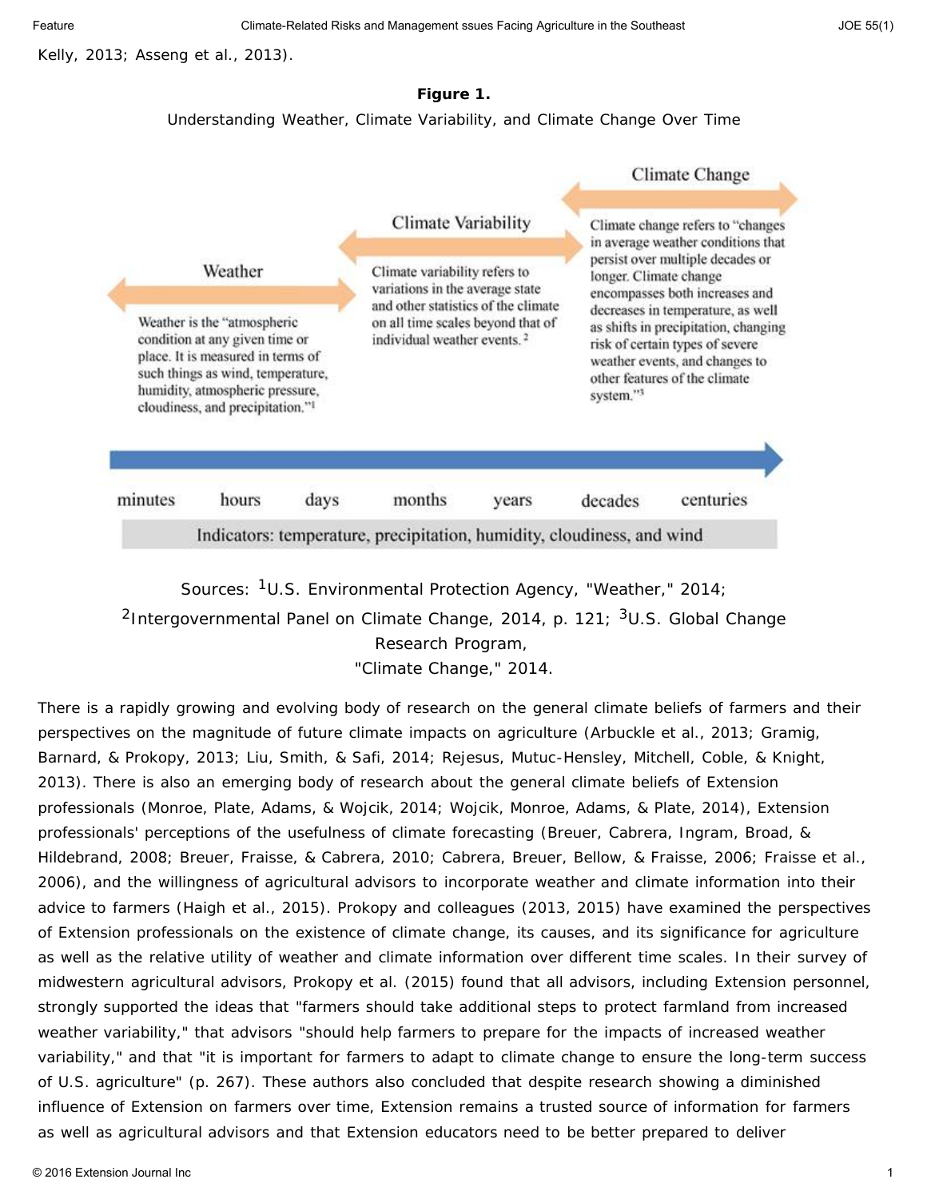Kelly, 2013; Asseng et al., 2013).

**Figure 1.**

Understanding Weather, Climate Variability, and Climate Change Over Time

Sources: [1]U.S. Environmental Protection Agency, "Weather," 2014; [2]Intergovernmental Panel on Climate Change, 2014, p. 121; [3]U.S. Global Change Research Program, "Climate Change," 2014.

There is a rapidly growing and evolving body of research on the general climate beliefs of farmers and their perspectives on the magnitude of future climate impacts on agriculture (Arbuckle et al., 2013; Gramig, Barnard, & Prokopy, 2013; Liu, Smith, & Safi, 2014; Rejesus, Mutuc-Hensley, Mitchell, Coble, & Knight, 2013). There is also an emerging body of research about the general climate beliefs of Extension professionals (Monroe, Plate, Adams, & Wojcik, 2014; Wojcik, Monroe, Adams, & Plate, 2014), Extension professionals' perceptions of the usefulness of climate forecasting (Breuer, Cabrera, Ingram, Broad, & Hildebrand, 2008; Breuer, Fraisse, & Cabrera, 2010; Cabrera, Breuer, Bellow, & Fraisse, 2006; Fraisse et al., 2006), and the willingness of agricultural advisors to incorporate weather and climate information into their advice to farmers (Haigh et al., 2015). Prokopy and colleagues (2013, 2015) have examined the perspectives of Extension professionals on the existence of climate change, its causes, and its significance for agriculture as well as the relative utility of weather and climate information over different time scales. In their survey of midwestern agricultural advisors, Prokopy et al. (2015) found that all advisors, including Extension personnel, strongly supported the ideas that "farmers should take additional steps to protect farmland from increased weather variability," that advisors "should help farmers to prepare for the impacts of increased weather variability," and that "it is important for farmers to adapt to climate change to ensure the long-term success of U.S. agriculture" (p. 267). These authors also concluded that despite research showing a diminished influence of Extension on farmers over time, Extension remains a trusted source of information for farmers as well as agricultural advisors and that Extension educators need to be better prepared to deliver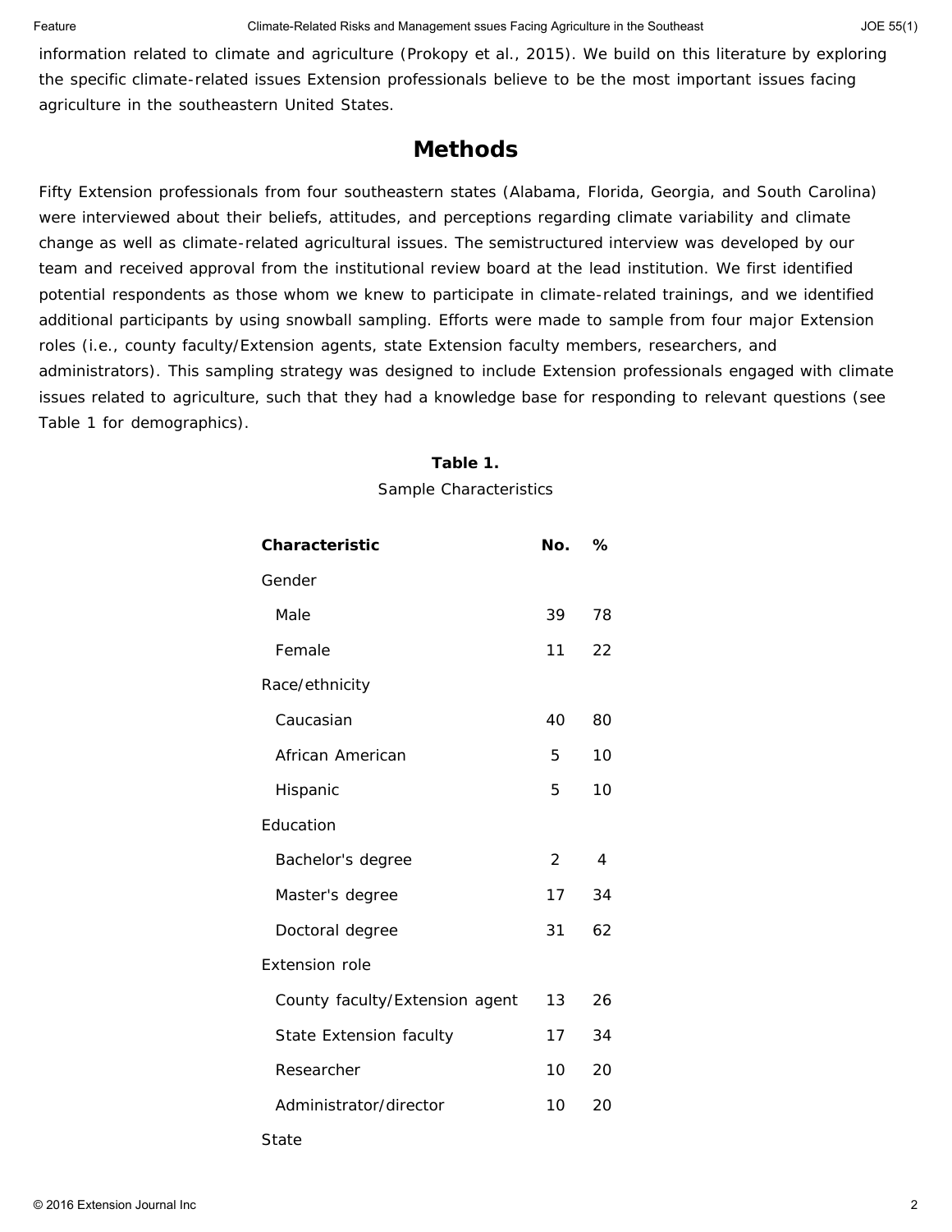information related to climate and agriculture (Prokopy et al., 2015). We build on this literature by exploring the specific climate-related issues Extension professionals believe to be the most important issues facing agriculture in the southeastern United States.

## Methods

Fifty Extension professionals from four southeastern states (Alabama, Florida, Georgia, and South Carolina) were interviewed about their beliefs, attitudes, and perceptions regarding climate variability and climate change as well as climate-related agricultural issues. The semistructured interview was developed by our team and received approval from the institutional review board at the lead institution. We first identified potential respondents as those whom we knew to participate in climate-related trainings, and we identified additional participants by using snowball sampling. Efforts were made to sample from four major Extension roles (i.e., county faculty/Extension agents, state Extension faculty members, researchers, and administrators). This sampling strategy was designed to include Extension professionals engaged with climate issues related to agriculture, such that they had a knowledge base for responding to relevant questions (see Table 1 for demographics).

**Table 1.**

Sample Characteristics

| Characteristic | No. | % |
|---|---|---|
| Gender | | |
| Male | 39 | 78 |
| Female | 11 | 22 |
| Race/ethnicity | | |
| Caucasian | 40 | 80 |
| African American | 5 | 10 |
| Hispanic | 5 | 10 |
| Education | | |
| Bachelor's degree | 2 | 4 |
| Master's degree | 17 | 34 |
| Doctoral degree | 31 | 62 |
| Extension role | | |
| County faculty/Extension agent | 13 | 26 |
| State Extension faculty | 17 | 34 |
| Researcher | 10 | 20 |
| Administrator/director | 10 | 20 |
| State | | |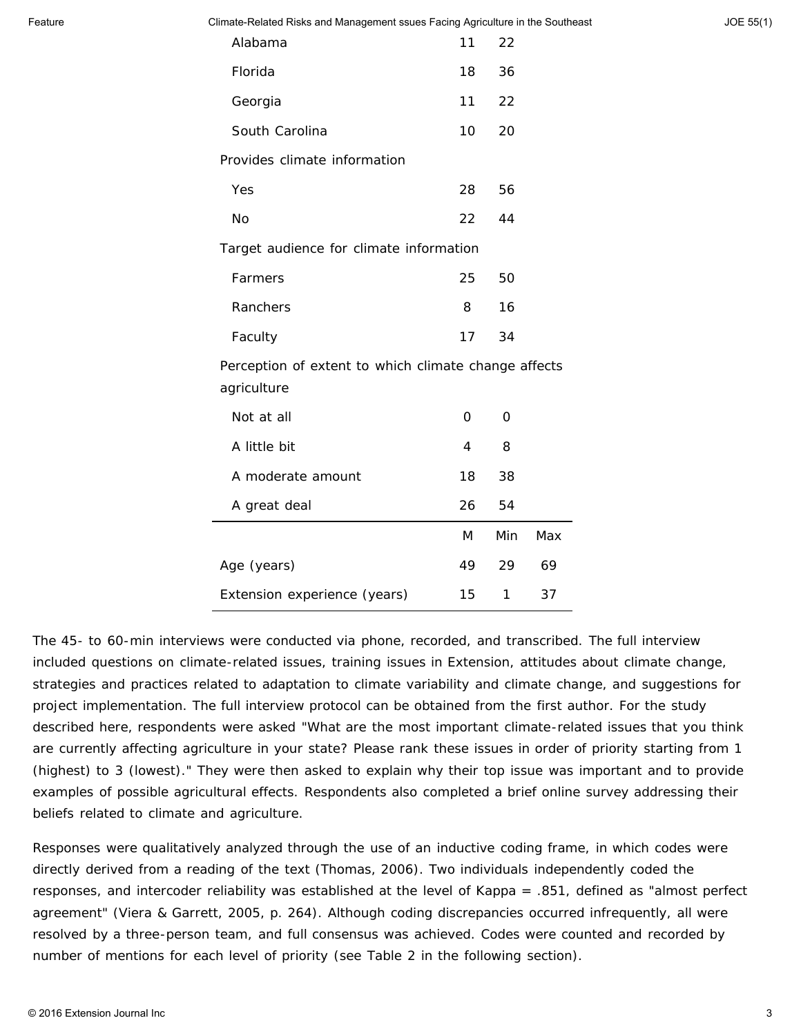| | | | |
|---|---|---|---|
| Alabama | 11 | 22 | |
| Florida | 18 | 36 | |
| Georgia | 11 | 22 | |
| South Carolina | 10 | 20 | |
| Provides climate information | | | |
| Yes | 28 | 56 | |
| No | 22 | 44 | |
| Target audience for climate information | | | |
| Farmers | 25 | 50 | |
| Ranchers | 8 | 16 | |
| Faculty | 17 | 34 | |
| Perception of extent to which climate change affects agriculture | | | |
| Not at all | 0 | 0 | |
| A little bit | 4 | 8 | |
| A moderate amount | 18 | 38 | |
| A great deal | 26 | 54 | |
| | M | Min | Max |
| Age (years) | 49 | 29 | 69 |
| Extension experience (years) | 15 | 1 | 37 |

The 45- to 60-min interviews were conducted via phone, recorded, and transcribed. The full interview included questions on climate-related issues, training issues in Extension, attitudes about climate change, strategies and practices related to adaptation to climate variability and climate change, and suggestions for project implementation. The full interview protocol can be obtained from the first author. For the study described here, respondents were asked "What are the most important climate-related issues that you think are currently affecting agriculture in your state? Please rank these issues in order of priority starting from 1 (highest) to 3 (lowest)." They were then asked to explain why their top issue was important and to provide examples of possible agricultural effects. Respondents also completed a brief online survey addressing their beliefs related to climate and agriculture.

Responses were qualitatively analyzed through the use of an inductive coding frame, in which codes were directly derived from a reading of the text (Thomas, 2006). Two individuals independently coded the responses, and intercoder reliability was established at the level of Kappa = .851, defined as "almost perfect agreement" (Viera & Garrett, 2005, p. 264). Although coding discrepancies occurred infrequently, all were resolved by a three-person team, and full consensus was achieved. Codes were counted and recorded by number of mentions for each level of priority (see Table 2 in the following section).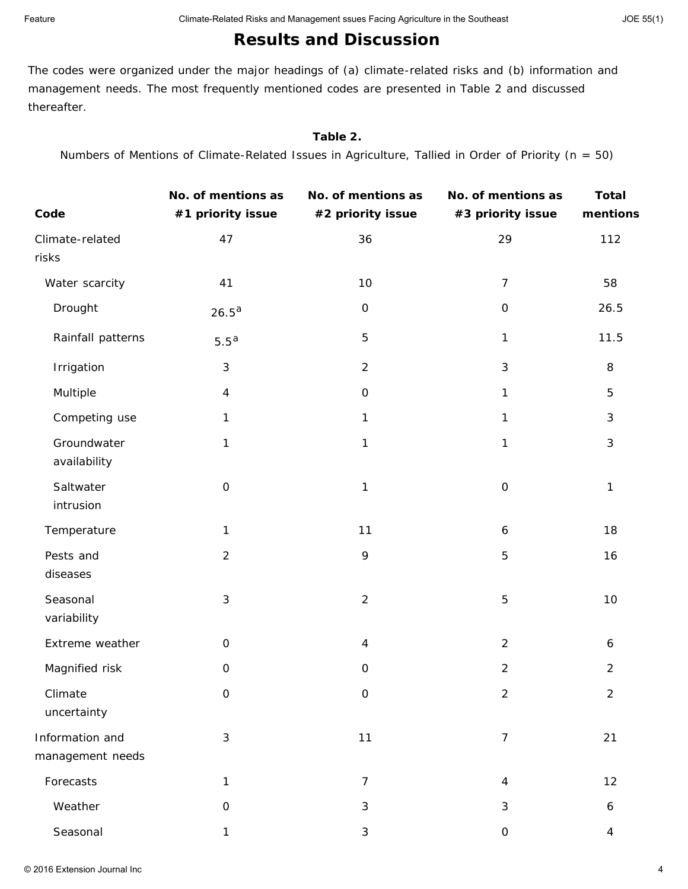## Results and Discussion

The codes were organized under the major headings of (a) climate-related risks and (b) information and management needs. The most frequently mentioned codes are presented in Table 2 and discussed thereafter.

**Table 2.**
Numbers of Mentions of Climate-Related Issues in Agriculture, Tallied in Order of Priority (n = 50)

| Code | No. of mentions as #1 priority issue | No. of mentions as #2 priority issue | No. of mentions as #3 priority issue | Total mentions |
|---|---|---|---|---|
| Climate-related risks | 47 | 36 | 29 | 112 |
| Water scarcity | 41 | 10 | 7 | 58 |
| Drought | 26.5[a] | 0 | 0 | 26.5 |
| Rainfall patterns | 5.5[a] | 5 | 1 | 11.5 |
| Irrigation | 3 | 2 | 3 | 8 |
| Multiple | 4 | 0 | 1 | 5 |
| Competing use | 1 | 1 | 1 | 3 |
| Groundwater availability | 1 | 1 | 1 | 3 |
| Saltwater intrusion | 0 | 1 | 0 | 1 |
| Temperature | 1 | 11 | 6 | 18 |
| Pests and diseases | 2 | 9 | 5 | 16 |
| Seasonal variability | 3 | 2 | 5 | 10 |
| Extreme weather | 0 | 4 | 2 | 6 |
| Magnified risk | 0 | 0 | 2 | 2 |
| Climate uncertainty | 0 | 0 | 2 | 2 |
| Information and management needs | 3 | 11 | 7 | 21 |
| Forecasts | 1 | 7 | 4 | 12 |
| Weather | 0 | 3 | 3 | 6 |
| Seasonal | 1 | 3 | 0 | 4 |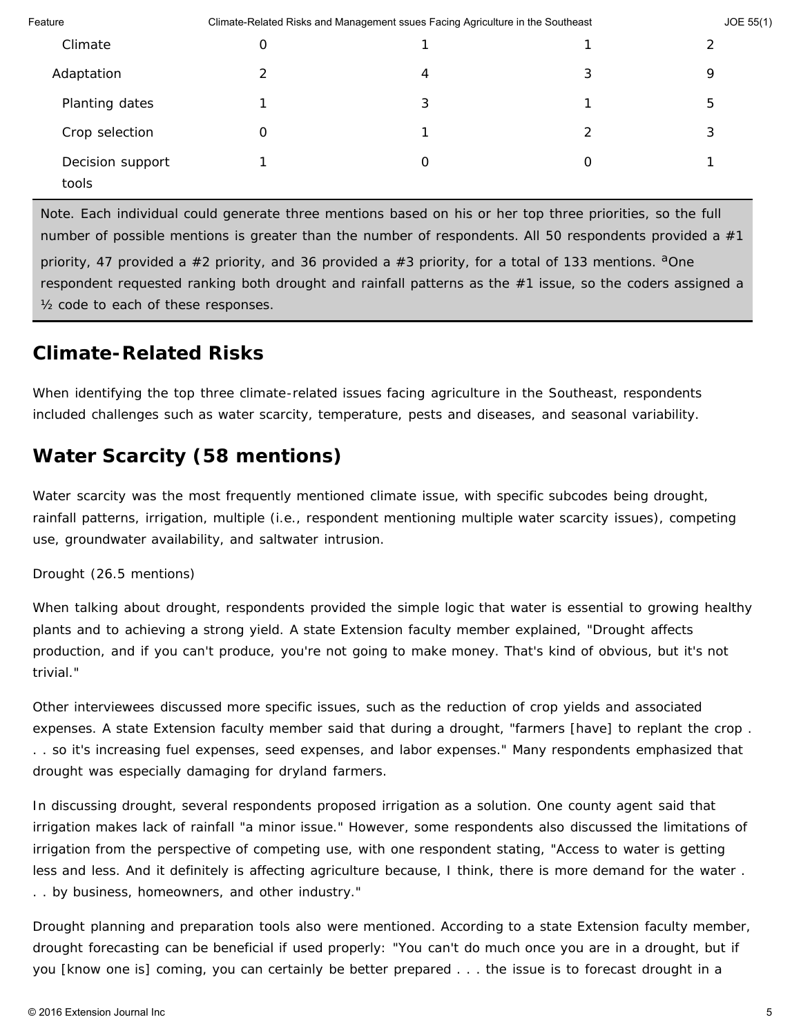| | | | | |
|---|---|---|---|---|
| Climate | 0 | 1 | 1 | 2 |
| Adaptation | 2 | 4 | 3 | 9 |
| Planting dates | 1 | 3 | 1 | 5 |
| Crop selection | 0 | 1 | 2 | 3 |
| Decision support tools | 1 | 0 | 0 | 1 |

Note. Each individual could generate three mentions based on his or her top three priorities, so the full number of possible mentions is greater than the number of respondents. All 50 respondents provided a #1 priority, 47 provided a #2 priority, and 36 provided a #3 priority, for a total of 133 mentions. [a]One respondent requested ranking both drought and rainfall patterns as the #1 issue, so the coders assigned a ½ code to each of these responses.

## Climate-Related Risks

When identifying the top three climate-related issues facing agriculture in the Southeast, respondents included challenges such as water scarcity, temperature, pests and diseases, and seasonal variability.

## Water Scarcity (58 mentions)

Water scarcity was the most frequently mentioned climate issue, with specific subcodes being drought, rainfall patterns, irrigation, multiple (i.e., respondent mentioning multiple water scarcity issues), competing use, groundwater availability, and saltwater intrusion.

Drought (26.5 mentions)

When talking about drought, respondents provided the simple logic that water is essential to growing healthy plants and to achieving a strong yield. A state Extension faculty member explained, "Drought affects production, and if you can't produce, you're not going to make money. That's kind of obvious, but it's not trivial."

Other interviewees discussed more specific issues, such as the reduction of crop yields and associated expenses. A state Extension faculty member said that during a drought, "farmers [have] to replant the crop . . . so it's increasing fuel expenses, seed expenses, and labor expenses." Many respondents emphasized that drought was especially damaging for dryland farmers.

In discussing drought, several respondents proposed irrigation as a solution. One county agent said that irrigation makes lack of rainfall "a minor issue." However, some respondents also discussed the limitations of irrigation from the perspective of competing use, with one respondent stating, "Access to water is getting less and less. And it definitely is affecting agriculture because, I think, there is more demand for the water . . . by business, homeowners, and other industry."

Drought planning and preparation tools also were mentioned. According to a state Extension faculty member, drought forecasting can be beneficial if used properly: "You can't do much once you are in a drought, but if you [know one is] coming, you can certainly be better prepared . . . the issue is to forecast drought in a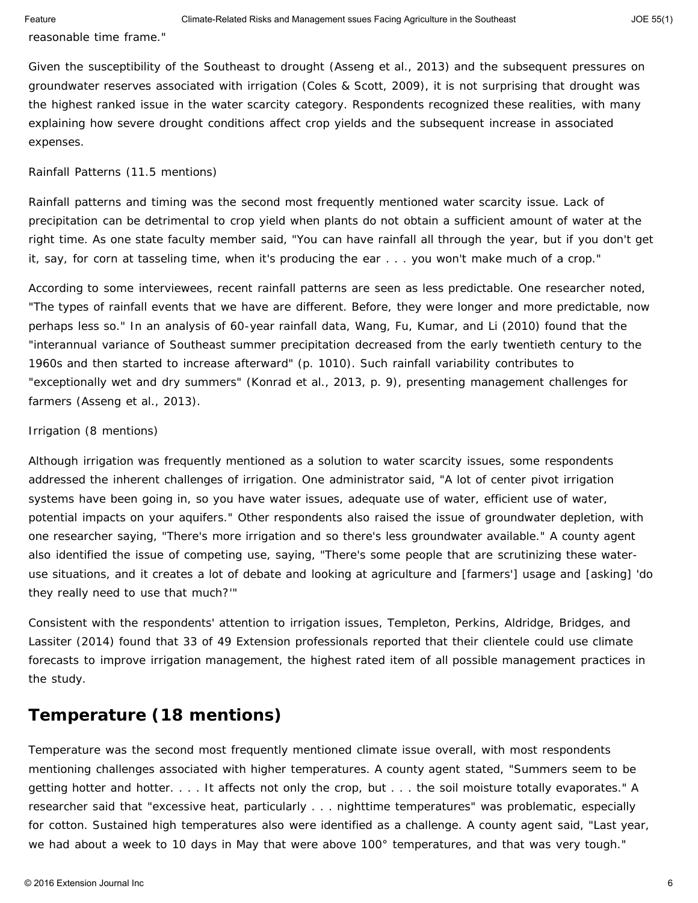reasonable time frame."

Given the susceptibility of the Southeast to drought (Asseng et al., 2013) and the subsequent pressures on groundwater reserves associated with irrigation (Coles & Scott, 2009), it is not surprising that drought was the highest ranked issue in the water scarcity category. Respondents recognized these realities, with many explaining how severe drought conditions affect crop yields and the subsequent increase in associated expenses.

Rainfall Patterns (11.5 mentions)

Rainfall patterns and timing was the second most frequently mentioned water scarcity issue. Lack of precipitation can be detrimental to crop yield when plants do not obtain a sufficient amount of water at the right time. As one state faculty member said, "You can have rainfall all through the year, but if you don't get it, say, for corn at tasseling time, when it's producing the ear . . . you won't make much of a crop."

According to some interviewees, recent rainfall patterns are seen as less predictable. One researcher noted, "The types of rainfall events that we have are different. Before, they were longer and more predictable, now perhaps less so." In an analysis of 60-year rainfall data, Wang, Fu, Kumar, and Li (2010) found that the "interannual variance of Southeast summer precipitation decreased from the early twentieth century to the 1960s and then started to increase afterward" (p. 1010). Such rainfall variability contributes to "exceptionally wet and dry summers" (Konrad et al., 2013, p. 9), presenting management challenges for farmers (Asseng et al., 2013).

Irrigation (8 mentions)

Although irrigation was frequently mentioned as a solution to water scarcity issues, some respondents addressed the inherent challenges of irrigation. One administrator said, "A lot of center pivot irrigation systems have been going in, so you have water issues, adequate use of water, efficient use of water, potential impacts on your aquifers." Other respondents also raised the issue of groundwater depletion, with one researcher saying, "There's more irrigation and so there's less groundwater available." A county agent also identified the issue of competing use, saying, "There's some people that are scrutinizing these water-use situations, and it creates a lot of debate and looking at agriculture and [farmers'] usage and [asking] 'do they really need to use that much?'"

Consistent with the respondents' attention to irrigation issues, Templeton, Perkins, Aldridge, Bridges, and Lassiter (2014) found that 33 of 49 Extension professionals reported that their clientele could use climate forecasts to improve irrigation management, the highest rated item of all possible management practices in the study.

## Temperature (18 mentions)

Temperature was the second most frequently mentioned climate issue overall, with most respondents mentioning challenges associated with higher temperatures. A county agent stated, "Summers seem to be getting hotter and hotter. . . . It affects not only the crop, but . . . the soil moisture totally evaporates." A researcher said that "excessive heat, particularly . . . nighttime temperatures" was problematic, especially for cotton. Sustained high temperatures also were identified as a challenge. A county agent said, "Last year, we had about a week to 10 days in May that were above 100° temperatures, and that was very tough."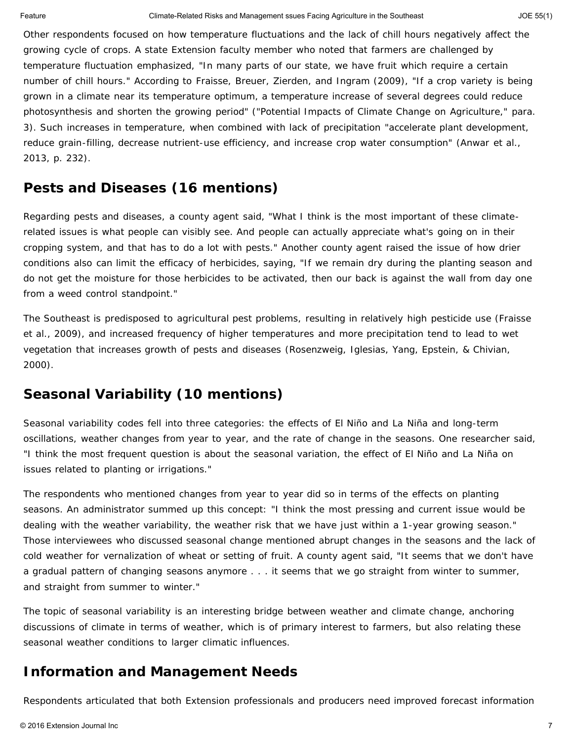Other respondents focused on how temperature fluctuations and the lack of chill hours negatively affect the growing cycle of crops. A state Extension faculty member who noted that farmers are challenged by temperature fluctuation emphasized, "In many parts of our state, we have fruit which require a certain number of chill hours." According to Fraisse, Breuer, Zierden, and Ingram (2009), "If a crop variety is being grown in a climate near its temperature optimum, a temperature increase of several degrees could reduce photosynthesis and shorten the growing period" ("Potential Impacts of Climate Change on Agriculture," para. 3). Such increases in temperature, when combined with lack of precipitation "accelerate plant development, reduce grain-filling, decrease nutrient-use efficiency, and increase crop water consumption" (Anwar et al., 2013, p. 232).

## Pests and Diseases (16 mentions)

Regarding pests and diseases, a county agent said, "What I think is the most important of these climate-related issues is what people can visibly see. And people can actually appreciate what's going on in their cropping system, and that has to do a lot with pests." Another county agent raised the issue of how drier conditions also can limit the efficacy of herbicides, saying, "If we remain dry during the planting season and do not get the moisture for those herbicides to be activated, then our back is against the wall from day one from a weed control standpoint."

The Southeast is predisposed to agricultural pest problems, resulting in relatively high pesticide use (Fraisse et al., 2009), and increased frequency of higher temperatures and more precipitation tend to lead to wet vegetation that increases growth of pests and diseases (Rosenzweig, Iglesias, Yang, Epstein, & Chivian, 2000).

## Seasonal Variability (10 mentions)

Seasonal variability codes fell into three categories: the effects of El Niño and La Niña and long-term oscillations, weather changes from year to year, and the rate of change in the seasons. One researcher said, "I think the most frequent question is about the seasonal variation, the effect of El Niño and La Niña on issues related to planting or irrigations."

The respondents who mentioned changes from year to year did so in terms of the effects on planting seasons. An administrator summed up this concept: "I think the most pressing and current issue would be dealing with the weather variability, the weather risk that we have just within a 1-year growing season." Those interviewees who discussed seasonal change mentioned abrupt changes in the seasons and the lack of cold weather for vernalization of wheat or setting of fruit. A county agent said, "It seems that we don't have a gradual pattern of changing seasons anymore . . . it seems that we go straight from winter to summer, and straight from summer to winter."

The topic of seasonal variability is an interesting bridge between weather and climate change, anchoring discussions of climate in terms of weather, which is of primary interest to farmers, but also relating these seasonal weather conditions to larger climatic influences.

## Information and Management Needs

Respondents articulated that both Extension professionals and producers need improved forecast information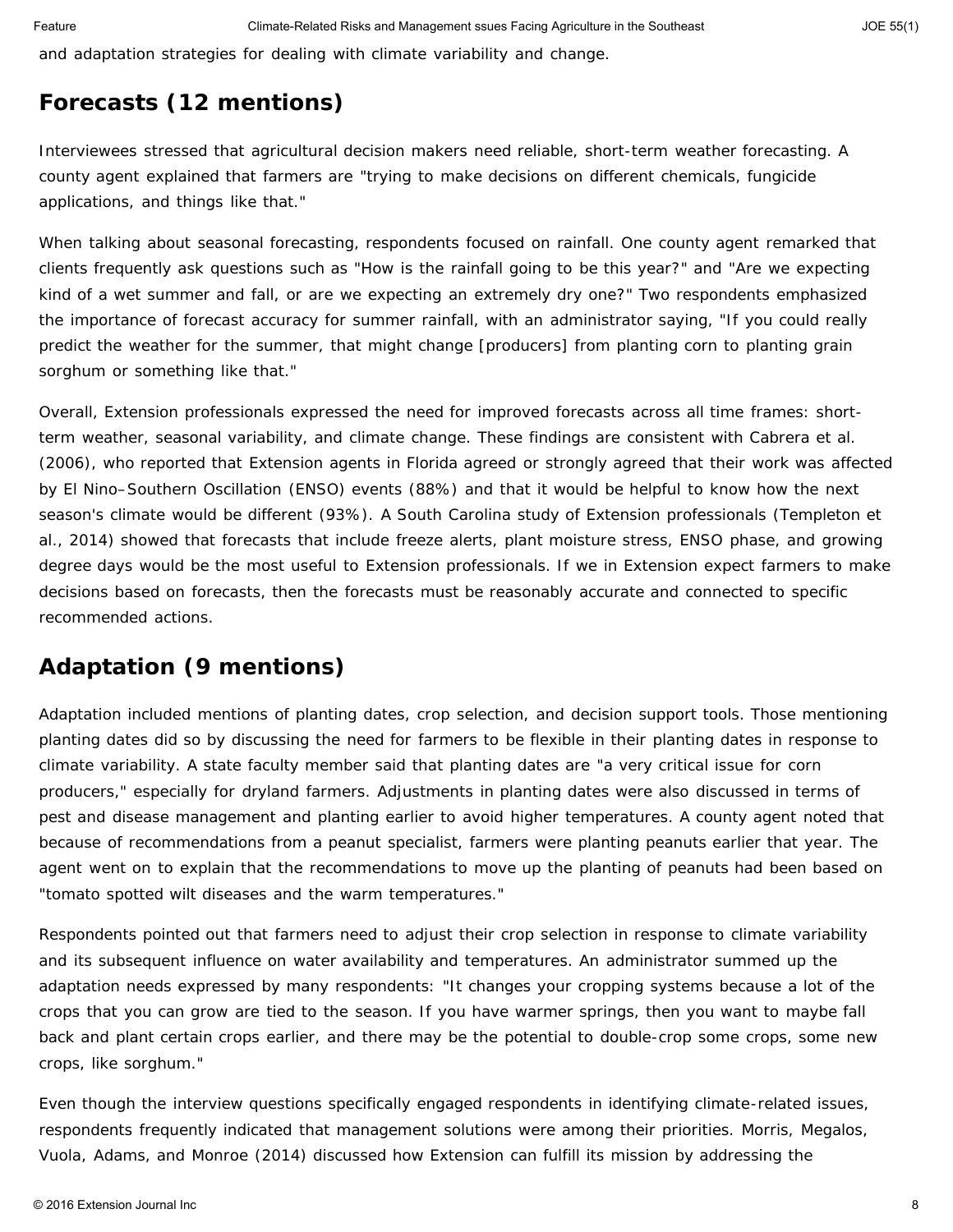and adaptation strategies for dealing with climate variability and change.

## Forecasts (12 mentions)

Interviewees stressed that agricultural decision makers need reliable, short-term weather forecasting. A county agent explained that farmers are "trying to make decisions on different chemicals, fungicide applications, and things like that."

When talking about seasonal forecasting, respondents focused on rainfall. One county agent remarked that clients frequently ask questions such as "How is the rainfall going to be this year?" and "Are we expecting kind of a wet summer and fall, or are we expecting an extremely dry one?" Two respondents emphasized the importance of forecast accuracy for summer rainfall, with an administrator saying, "If you could really predict the weather for the summer, that might change [producers] from planting corn to planting grain sorghum or something like that."

Overall, Extension professionals expressed the need for improved forecasts across all time frames: short-term weather, seasonal variability, and climate change. These findings are consistent with Cabrera et al. (2006), who reported that Extension agents in Florida agreed or strongly agreed that their work was affected by El Nino–Southern Oscillation (ENSO) events (88%) and that it would be helpful to know how the next season's climate would be different (93%). A South Carolina study of Extension professionals (Templeton et al., 2014) showed that forecasts that include freeze alerts, plant moisture stress, ENSO phase, and growing degree days would be the most useful to Extension professionals. If we in Extension expect farmers to make decisions based on forecasts, then the forecasts must be reasonably accurate and connected to specific recommended actions.

## Adaptation (9 mentions)

Adaptation included mentions of planting dates, crop selection, and decision support tools. Those mentioning planting dates did so by discussing the need for farmers to be flexible in their planting dates in response to climate variability. A state faculty member said that planting dates are "a very critical issue for corn producers," especially for dryland farmers. Adjustments in planting dates were also discussed in terms of pest and disease management and planting earlier to avoid higher temperatures. A county agent noted that because of recommendations from a peanut specialist, farmers were planting peanuts earlier that year. The agent went on to explain that the recommendations to move up the planting of peanuts had been based on "tomato spotted wilt diseases and the warm temperatures."

Respondents pointed out that farmers need to adjust their crop selection in response to climate variability and its subsequent influence on water availability and temperatures. An administrator summed up the adaptation needs expressed by many respondents: "It changes your cropping systems because a lot of the crops that you can grow are tied to the season. If you have warmer springs, then you want to maybe fall back and plant certain crops earlier, and there may be the potential to double-crop some crops, some new crops, like sorghum."

Even though the interview questions specifically engaged respondents in identifying climate-related issues, respondents frequently indicated that management solutions were among their priorities. Morris, Megalos, Vuola, Adams, and Monroe (2014) discussed how Extension can fulfill its mission by addressing the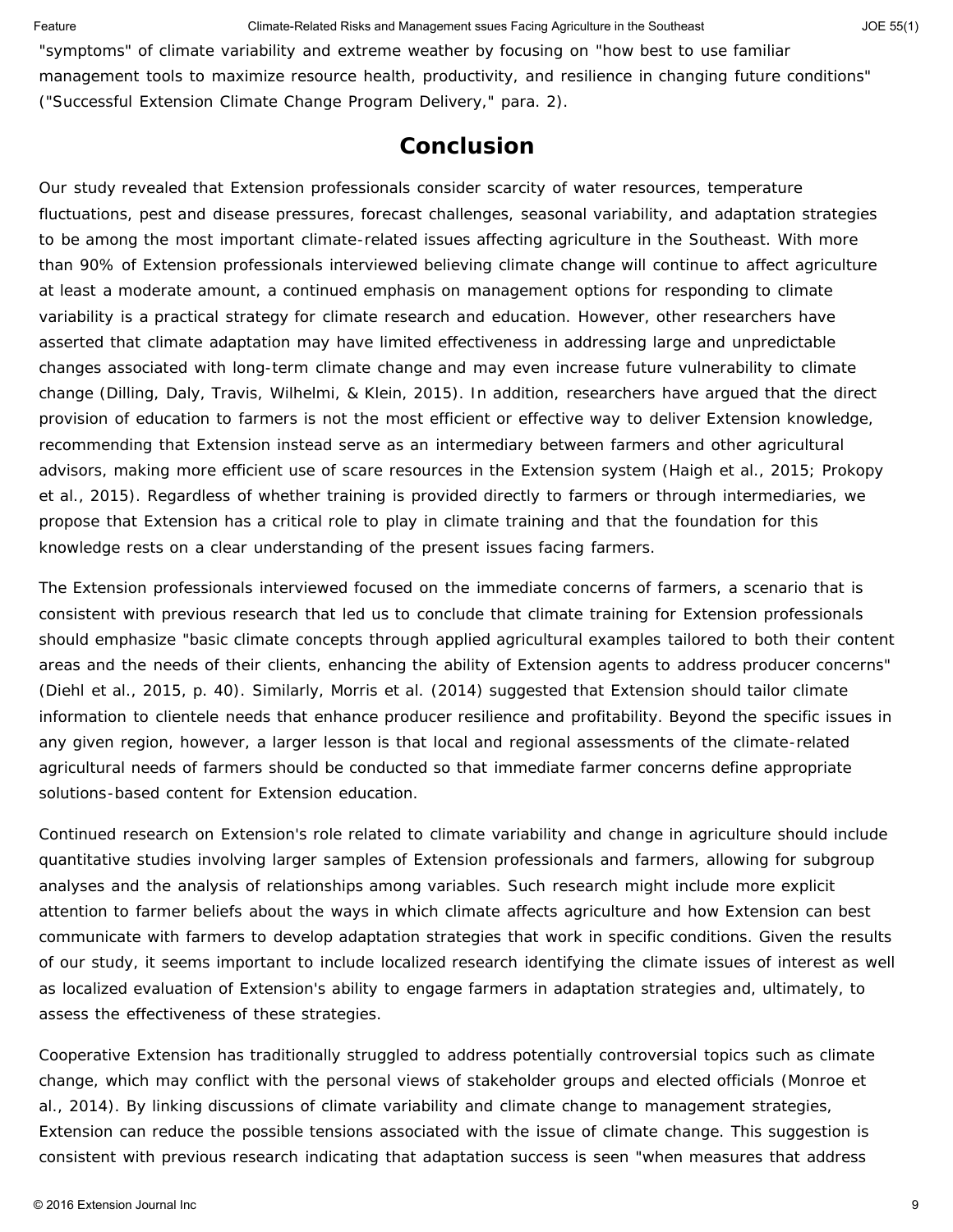"symptoms" of climate variability and extreme weather by focusing on "how best to use familiar management tools to maximize resource health, productivity, and resilience in changing future conditions" ("Successful Extension Climate Change Program Delivery," para. 2).

## Conclusion

Our study revealed that Extension professionals consider scarcity of water resources, temperature fluctuations, pest and disease pressures, forecast challenges, seasonal variability, and adaptation strategies to be among the most important climate-related issues affecting agriculture in the Southeast. With more than 90% of Extension professionals interviewed believing climate change will continue to affect agriculture at least a moderate amount, a continued emphasis on management options for responding to climate variability is a practical strategy for climate research and education. However, other researchers have asserted that climate adaptation may have limited effectiveness in addressing large and unpredictable changes associated with long-term climate change and may even increase future vulnerability to climate change (Dilling, Daly, Travis, Wilhelmi, & Klein, 2015). In addition, researchers have argued that the direct provision of education to farmers is not the most efficient or effective way to deliver Extension knowledge, recommending that Extension instead serve as an intermediary between farmers and other agricultural advisors, making more efficient use of scare resources in the Extension system (Haigh et al., 2015; Prokopy et al., 2015). Regardless of whether training is provided directly to farmers or through intermediaries, we propose that Extension has a critical role to play in climate training and that the foundation for this knowledge rests on a clear understanding of the present issues facing farmers.

The Extension professionals interviewed focused on the immediate concerns of farmers, a scenario that is consistent with previous research that led us to conclude that climate training for Extension professionals should emphasize "basic climate concepts through applied agricultural examples tailored to both their content areas and the needs of their clients, enhancing the ability of Extension agents to address producer concerns" (Diehl et al., 2015, p. 40). Similarly, Morris et al. (2014) suggested that Extension should tailor climate information to clientele needs that enhance producer resilience and profitability. Beyond the specific issues in any given region, however, a larger lesson is that local and regional assessments of the climate-related agricultural needs of farmers should be conducted so that immediate farmer concerns define appropriate solutions-based content for Extension education.

Continued research on Extension's role related to climate variability and change in agriculture should include quantitative studies involving larger samples of Extension professionals and farmers, allowing for subgroup analyses and the analysis of relationships among variables. Such research might include more explicit attention to farmer beliefs about the ways in which climate affects agriculture and how Extension can best communicate with farmers to develop adaptation strategies that work in specific conditions. Given the results of our study, it seems important to include localized research identifying the climate issues of interest as well as localized evaluation of Extension's ability to engage farmers in adaptation strategies and, ultimately, to assess the effectiveness of these strategies.

Cooperative Extension has traditionally struggled to address potentially controversial topics such as climate change, which may conflict with the personal views of stakeholder groups and elected officials (Monroe et al., 2014). By linking discussions of climate variability and climate change to management strategies, Extension can reduce the possible tensions associated with the issue of climate change. This suggestion is consistent with previous research indicating that adaptation success is seen "when measures that address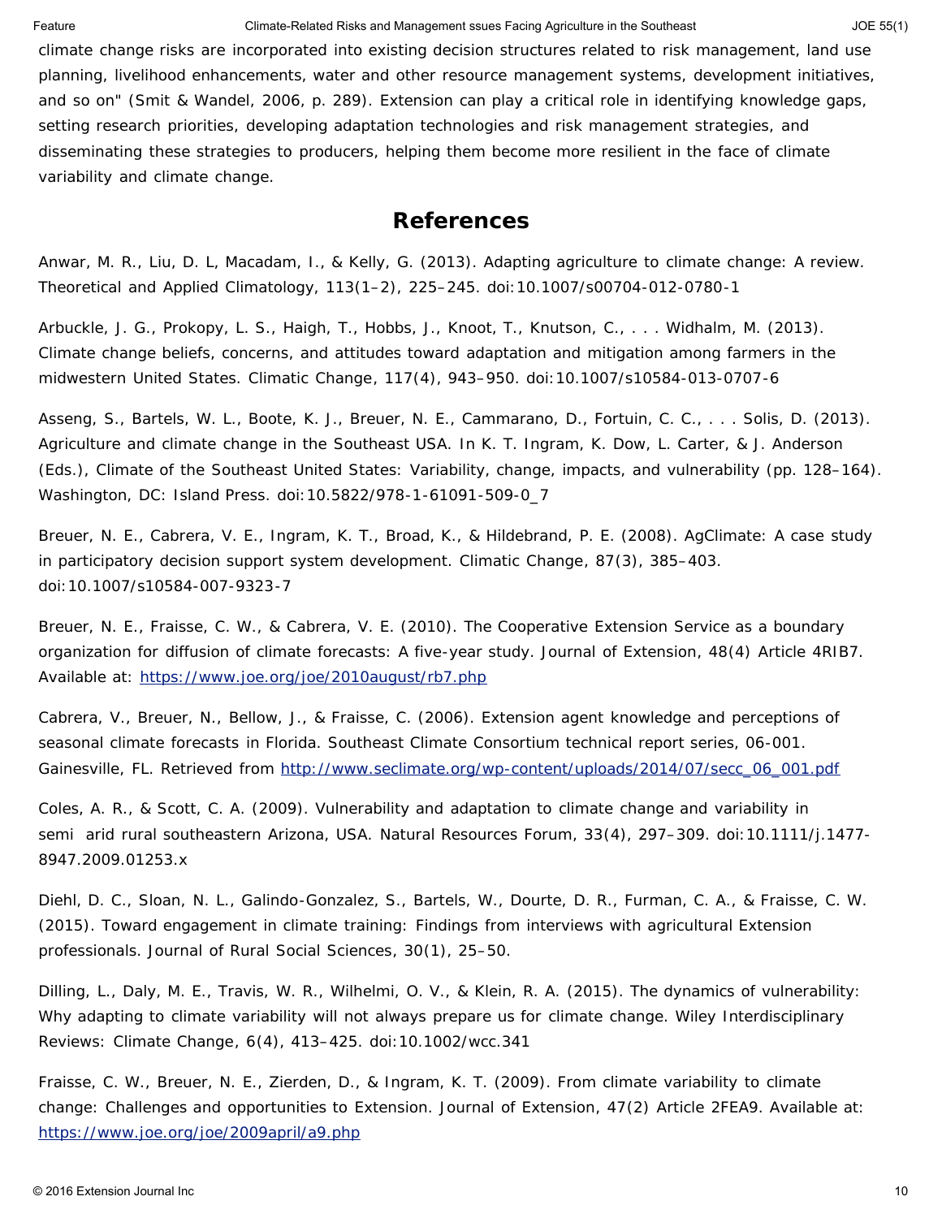climate change risks are incorporated into existing decision structures related to risk management, land use planning, livelihood enhancements, water and other resource management systems, development initiatives, and so on" (Smit & Wandel, 2006, p. 289). Extension can play a critical role in identifying knowledge gaps, setting research priorities, developing adaptation technologies and risk management strategies, and disseminating these strategies to producers, helping them become more resilient in the face of climate variability and climate change.

## References

Anwar, M. R., Liu, D. L, Macadam, I., & Kelly, G. (2013). Adapting agriculture to climate change: A review. Theoretical and Applied Climatology, 113(1–2), 225–245. doi:10.1007/s00704-012-0780-1

Arbuckle, J. G., Prokopy, L. S., Haigh, T., Hobbs, J., Knoot, T., Knutson, C., . . . Widhalm, M. (2013). Climate change beliefs, concerns, and attitudes toward adaptation and mitigation among farmers in the midwestern United States. Climatic Change, 117(4), 943–950. doi:10.1007/s10584-013-0707-6

Asseng, S., Bartels, W. L., Boote, K. J., Breuer, N. E., Cammarano, D., Fortuin, C. C., . . . Solis, D. (2013). Agriculture and climate change in the Southeast USA. In K. T. Ingram, K. Dow, L. Carter, & J. Anderson (Eds.), Climate of the Southeast United States: Variability, change, impacts, and vulnerability (pp. 128–164). Washington, DC: Island Press. doi:10.5822/978-1-61091-509-0_7

Breuer, N. E., Cabrera, V. E., Ingram, K. T., Broad, K., & Hildebrand, P. E. (2008). AgClimate: A case study in participatory decision support system development. Climatic Change, 87(3), 385–403. doi:10.1007/s10584-007-9323-7

Breuer, N. E., Fraisse, C. W., & Cabrera, V. E. (2010). The Cooperative Extension Service as a boundary organization for diffusion of climate forecasts: A five-year study. Journal of Extension, 48(4) Article 4RIB7. Available at: https://www.joe.org/joe/2010august/rb7.php

Cabrera, V., Breuer, N., Bellow, J., & Fraisse, C. (2006). Extension agent knowledge and perceptions of seasonal climate forecasts in Florida. Southeast Climate Consortium technical report series, 06-001. Gainesville, FL. Retrieved from http://www.seclimate.org/wp-content/uploads/2014/07/secc_06_001.pdf

Coles, A. R., & Scott, C. A. (2009). Vulnerability and adaptation to climate change and variability in semi arid rural southeastern Arizona, USA. Natural Resources Forum, 33(4), 297–309. doi:10.1111/j.1477-8947.2009.01253.x

Diehl, D. C., Sloan, N. L., Galindo-Gonzalez, S., Bartels, W., Dourte, D. R., Furman, C. A., & Fraisse, C. W. (2015). Toward engagement in climate training: Findings from interviews with agricultural Extension professionals. Journal of Rural Social Sciences, 30(1), 25–50.

Dilling, L., Daly, M. E., Travis, W. R., Wilhelmi, O. V., & Klein, R. A. (2015). The dynamics of vulnerability: Why adapting to climate variability will not always prepare us for climate change. Wiley Interdisciplinary Reviews: Climate Change, 6(4), 413–425. doi:10.1002/wcc.341

Fraisse, C. W., Breuer, N. E., Zierden, D., & Ingram, K. T. (2009). From climate variability to climate change: Challenges and opportunities to Extension. Journal of Extension, 47(2) Article 2FEA9. Available at: https://www.joe.org/joe/2009april/a9.php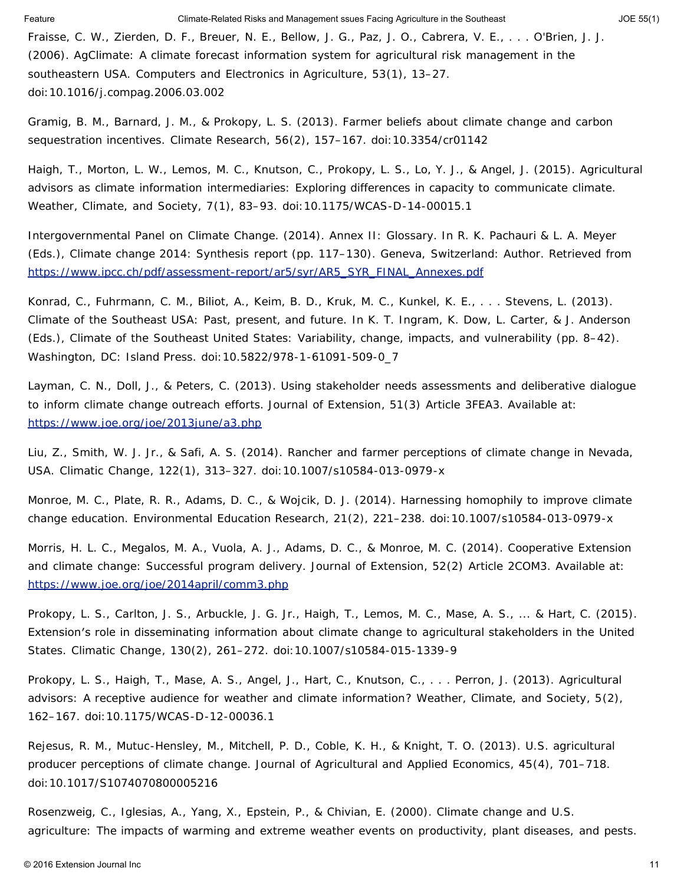Fraisse, C. W., Zierden, D. F., Breuer, N. E., Bellow, J. G., Paz, J. O., Cabrera, V. E., . . . O'Brien, J. J. (2006). AgClimate: A climate forecast information system for agricultural risk management in the southeastern USA. Computers and Electronics in Agriculture, 53(1), 13–27. doi:10.1016/j.compag.2006.03.002

Gramig, B. M., Barnard, J. M., & Prokopy, L. S. (2013). Farmer beliefs about climate change and carbon sequestration incentives. Climate Research, 56(2), 157–167. doi:10.3354/cr01142

Haigh, T., Morton, L. W., Lemos, M. C., Knutson, C., Prokopy, L. S., Lo, Y. J., & Angel, J. (2015). Agricultural advisors as climate information intermediaries: Exploring differences in capacity to communicate climate. Weather, Climate, and Society, 7(1), 83–93. doi:10.1175/WCAS-D-14-00015.1

Intergovernmental Panel on Climate Change. (2014). Annex II: Glossary. In R. K. Pachauri & L. A. Meyer (Eds.), Climate change 2014: Synthesis report (pp. 117–130). Geneva, Switzerland: Author. Retrieved from https://www.ipcc.ch/pdf/assessment-report/ar5/syr/AR5_SYR_FINAL_Annexes.pdf

Konrad, C., Fuhrmann, C. M., Biliot, A., Keim, B. D., Kruk, M. C., Kunkel, K. E., . . . Stevens, L. (2013). Climate of the Southeast USA: Past, present, and future. In K. T. Ingram, K. Dow, L. Carter, & J. Anderson (Eds.), Climate of the Southeast United States: Variability, change, impacts, and vulnerability (pp. 8–42). Washington, DC: Island Press. doi:10.5822/978-1-61091-509-0_7

Layman, C. N., Doll, J., & Peters, C. (2013). Using stakeholder needs assessments and deliberative dialogue to inform climate change outreach efforts. Journal of Extension, 51(3) Article 3FEA3. Available at: https://www.joe.org/joe/2013june/a3.php

Liu, Z., Smith, W. J. Jr., & Safi, A. S. (2014). Rancher and farmer perceptions of climate change in Nevada, USA. Climatic Change, 122(1), 313–327. doi:10.1007/s10584-013-0979-x

Monroe, M. C., Plate, R. R., Adams, D. C., & Wojcik, D. J. (2014). Harnessing homophily to improve climate change education. Environmental Education Research, 21(2), 221–238. doi:10.1007/s10584-013-0979-x

Morris, H. L. C., Megalos, M. A., Vuola, A. J., Adams, D. C., & Monroe, M. C. (2014). Cooperative Extension and climate change: Successful program delivery. Journal of Extension, 52(2) Article 2COM3. Available at: https://www.joe.org/joe/2014april/comm3.php

Prokopy, L. S., Carlton, J. S., Arbuckle, J. G. Jr., Haigh, T., Lemos, M. C., Mase, A. S., ... & Hart, C. (2015). Extension's role in disseminating information about climate change to agricultural stakeholders in the United States. Climatic Change, 130(2), 261–272. doi:10.1007/s10584-015-1339-9

Prokopy, L. S., Haigh, T., Mase, A. S., Angel, J., Hart, C., Knutson, C., . . . Perron, J. (2013). Agricultural advisors: A receptive audience for weather and climate information? Weather, Climate, and Society, 5(2), 162–167. doi:10.1175/WCAS-D-12-00036.1

Rejesus, R. M., Mutuc-Hensley, M., Mitchell, P. D., Coble, K. H., & Knight, T. O. (2013). U.S. agricultural producer perceptions of climate change. Journal of Agricultural and Applied Economics, 45(4), 701–718. doi:10.1017/S1074070800005216

Rosenzweig, C., Iglesias, A., Yang, X., Epstein, P., & Chivian, E. (2000). Climate change and U.S. agriculture: The impacts of warming and extreme weather events on productivity, plant diseases, and pests.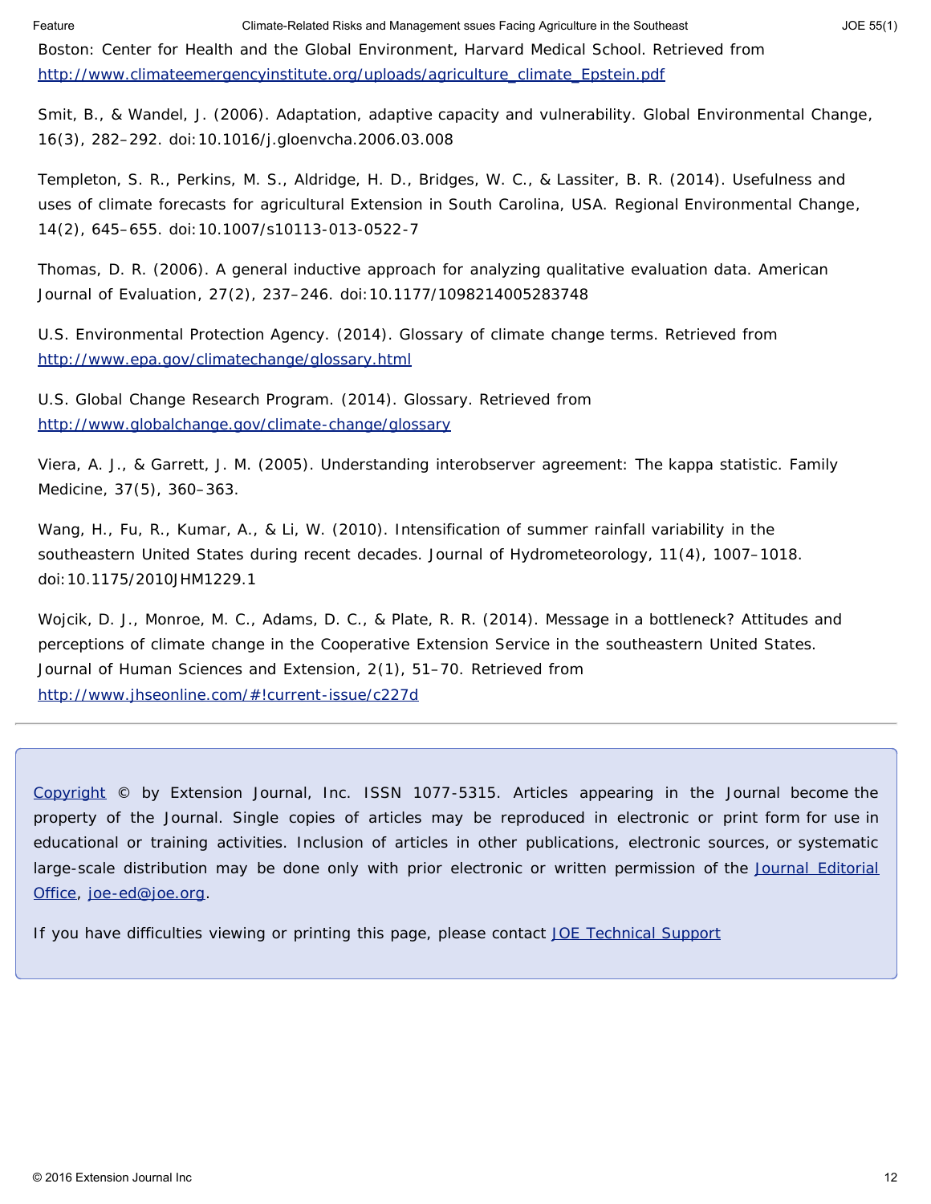Boston: Center for Health and the Global Environment, Harvard Medical School. Retrieved from [http://www.climateemergencyinstitute.org/uploads/agriculture_climate_Epstein.pdf](http://www.climateemergencyinstitute.org/uploads/agriculture_climate_Epstein.pdf)

Smit, B., & Wandel, J. (2006). Adaptation, adaptive capacity and vulnerability. Global Environmental Change, 16(3), 282–292. doi:10.1016/j.gloenvcha.2006.03.008

Templeton, S. R., Perkins, M. S., Aldridge, H. D., Bridges, W. C., & Lassiter, B. R. (2014). Usefulness and uses of climate forecasts for agricultural Extension in South Carolina, USA. Regional Environmental Change, 14(2), 645–655. doi:10.1007/s10113-013-0522-7

Thomas, D. R. (2006). A general inductive approach for analyzing qualitative evaluation data. American Journal of Evaluation, 27(2), 237–246. doi:10.1177/1098214005283748

U.S. Environmental Protection Agency. (2014). Glossary of climate change terms. Retrieved from [http://www.epa.gov/climatechange/glossary.html](http://www.epa.gov/climatechange/glossary.html)

U.S. Global Change Research Program. (2014). Glossary. Retrieved from [http://www.globalchange.gov/climate-change/glossary](http://www.globalchange.gov/climate-change/glossary)

Viera, A. J., & Garrett, J. M. (2005). Understanding interobserver agreement: The kappa statistic. Family Medicine, 37(5), 360–363.

Wang, H., Fu, R., Kumar, A., & Li, W. (2010). Intensification of summer rainfall variability in the southeastern United States during recent decades. Journal of Hydrometeorology, 11(4), 1007–1018. doi:10.1175/2010JHM1229.1

Wojcik, D. J., Monroe, M. C., Adams, D. C., & Plate, R. R. (2014). Message in a bottleneck? Attitudes and perceptions of climate change in the Cooperative Extension Service in the southeastern United States. Journal of Human Sciences and Extension, 2(1), 51–70. Retrieved from [http://www.jhseonline.com/#!current-issue/c227d](http://www.jhseonline.com/#!current-issue/c227d)

---

[Copyright](#) © by Extension Journal, Inc. ISSN 1077-5315. Articles appearing in the Journal become the property of the Journal. Single copies of articles may be reproduced in electronic or print form for use in educational or training activities. Inclusion of articles in other publications, electronic sources, or systematic large-scale distribution may be done only with prior electronic or written permission of the [Journal Editorial Office](#), [joe-ed@joe.org](mailto:joe-ed@joe.org).

If you have difficulties viewing or printing this page, please contact [JOE Technical Support](#)